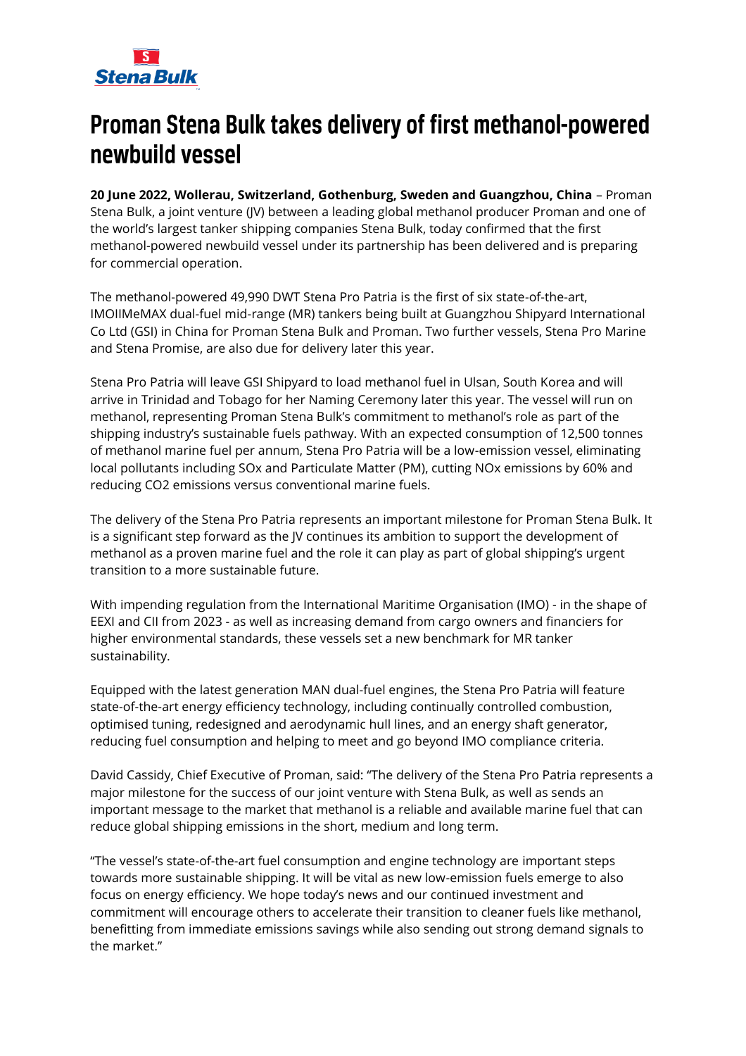# Proman Stena Bulk takes delivery of first methanol-powered newbuild vessel

**20 June 2022, Wollerau, Switzerland, Gothenburg, Sweden and Guangzhou, China** – Proman Stena Bulk, a joint venture (JV) between a leading global methanol producer Proman and one of the world's largest tanker shipping companies Stena Bulk, today confirmed that the first methanol-powered newbuild vessel under its partnership has been delivered and is preparing for commercial operation.

The methanol-powered 49,990 DWT Stena Pro Patria is the first of six state-of-the-art, IMOIIMeMAX dual-fuel mid-range (MR) tankers being built at Guangzhou Shipyard International Co Ltd (GSI) in China for Proman Stena Bulk and Proman. Two further vessels, Stena Pro Marine and Stena Promise, are also due for delivery later this year.

Stena Pro Patria will leave GSI Shipyard to load methanol fuel in Ulsan, South Korea and will arrive in Trinidad and Tobago for her Naming Ceremony later this year. The vessel will run on methanol, representing Proman Stena Bulk's commitment to methanol's role as part of the shipping industry's sustainable fuels pathway. With an expected consumption of 12,500 tonnes of methanol marine fuel per annum, Stena Pro Patria will be a low-emission vessel, eliminating local pollutants including SOx and Particulate Matter (PM), cutting NOx emissions by 60% and reducing CO2 emissions versus conventional marine fuels.

The delivery of the Stena Pro Patria represents an important milestone for Proman Stena Bulk. It is a significant step forward as the JV continues its ambition to support the development of methanol as a proven marine fuel and the role it can play as part of global shipping's urgent transition to a more sustainable future.

With impending regulation from the International Maritime Organisation (IMO) - in the shape of EEXI and CII from 2023 - as well as increasing demand from cargo owners and financiers for higher environmental standards, these vessels set a new benchmark for MR tanker sustainability.

Equipped with the latest generation MAN dual-fuel engines, the Stena Pro Patria will feature state-of-the-art energy efficiency technology, including continually controlled combustion, optimised tuning, redesigned and aerodynamic hull lines, and an energy shaft generator, reducing fuel consumption and helping to meet and go beyond IMO compliance criteria.

David Cassidy, Chief Executive of Proman, said: "The delivery of the Stena Pro Patria represents a major milestone for the success of our joint venture with Stena Bulk, as well as sends an important message to the market that methanol is a reliable and available marine fuel that can reduce global shipping emissions in the short, medium and long term.

"The vessel's state-of-the-art fuel consumption and engine technology are important steps towards more sustainable shipping. It will be vital as new low-emission fuels emerge to also focus on energy efficiency. We hope today's news and our continued investment and commitment will encourage others to accelerate their transition to cleaner fuels like methanol, benefitting from immediate emissions savings while also sending out strong demand signals to the market."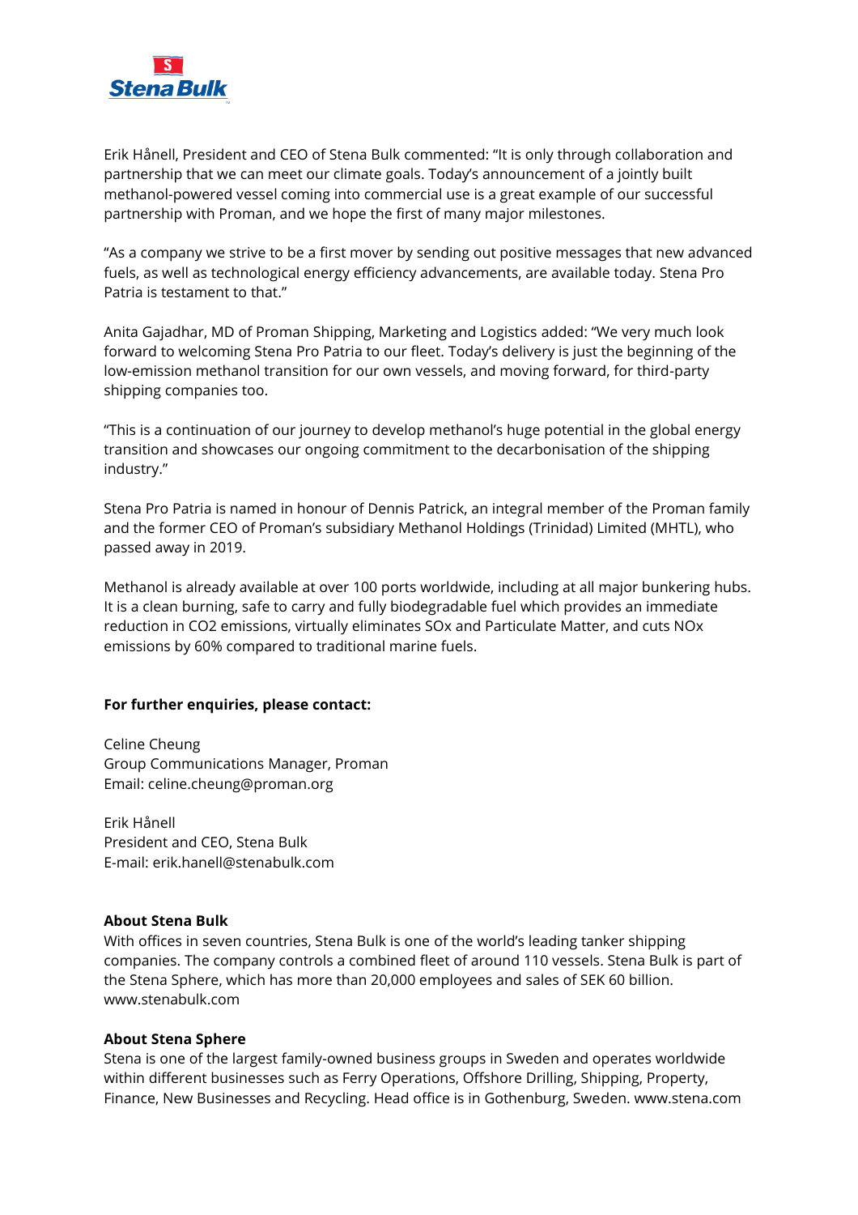Erik Hånell, President and CEO of Stena Bulk commented: "It is only through collaboration and partnership that we can meet our climate goals. Today's announcement of a jointly built methanol-powered vessel coming into commercial use is a great example of our successful partnership with Proman, and we hope the first of many major milestones.

"As a company we strive to be a first mover by sending out positive messages that new advanced fuels, as well as technological energy efficiency advancements, are available today. Stena Pro Patria is testament to that."

Anita Gajadhar, MD of Proman Shipping, Marketing and Logistics added: "We very much look forward to welcoming Stena Pro Patria to our fleet. Today's delivery is just the beginning of the low-emission methanol transition for our own vessels, and moving forward, for third-party shipping companies too.

"This is a continuation of our journey to develop methanol's huge potential in the global energy transition and showcases our ongoing commitment to the decarbonisation of the shipping industry."

Stena Pro Patria is named in honour of Dennis Patrick, an integral member of the Proman family and the former CEO of Proman's subsidiary Methanol Holdings (Trinidad) Limited (MHTL), who passed away in 2019.

Methanol is already available at over 100 ports worldwide, including at all major bunkering hubs. It is a clean burning, safe to carry and fully biodegradable fuel which provides an immediate reduction in $CO_2$ emissions, virtually eliminates $SO_x$ and Particulate Matter, and cuts $NO_x$ emissions by 60% compared to traditional marine fuels.

**For further enquiries, please contact:**

Celine Cheung
Group Communications Manager, Proman
Email: celine.cheung@proman.org

Erik Hånell
President and CEO, Stena Bulk
E-mail: erik.hanell@stenabulk.com

**About Stena Bulk**
With offices in seven countries, Stena Bulk is one of the world's leading tanker shipping companies. The company controls a combined fleet of around 110 vessels. Stena Bulk is part of the Stena Sphere, which has more than 20,000 employees and sales of SEK 60 billion. www.stenabulk.com

**About Stena Sphere**
Stena is one of the largest family-owned business groups in Sweden and operates worldwide within different businesses such as Ferry Operations, Offshore Drilling, Shipping, Property, Finance, New Businesses and Recycling. Head office is in Gothenburg, Sweden. www.stena.com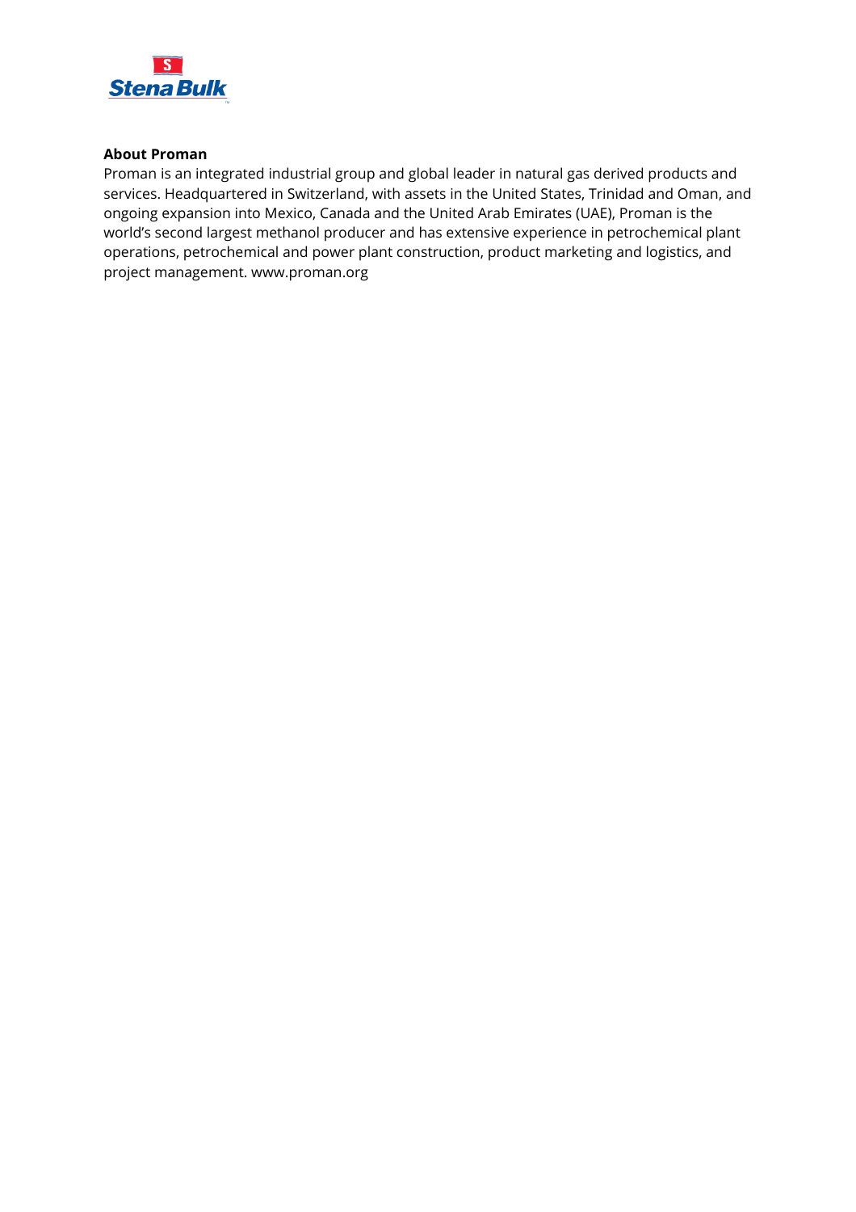**About Proman**

Proman is an integrated industrial group and global leader in natural gas derived products and services. Headquartered in Switzerland, with assets in the United States, Trinidad and Oman, and ongoing expansion into Mexico, Canada and the United Arab Emirates (UAE), Proman is the world's second largest methanol producer and has extensive experience in petrochemical plant operations, petrochemical and power plant construction, product marketing and logistics, and project management. www.proman.org